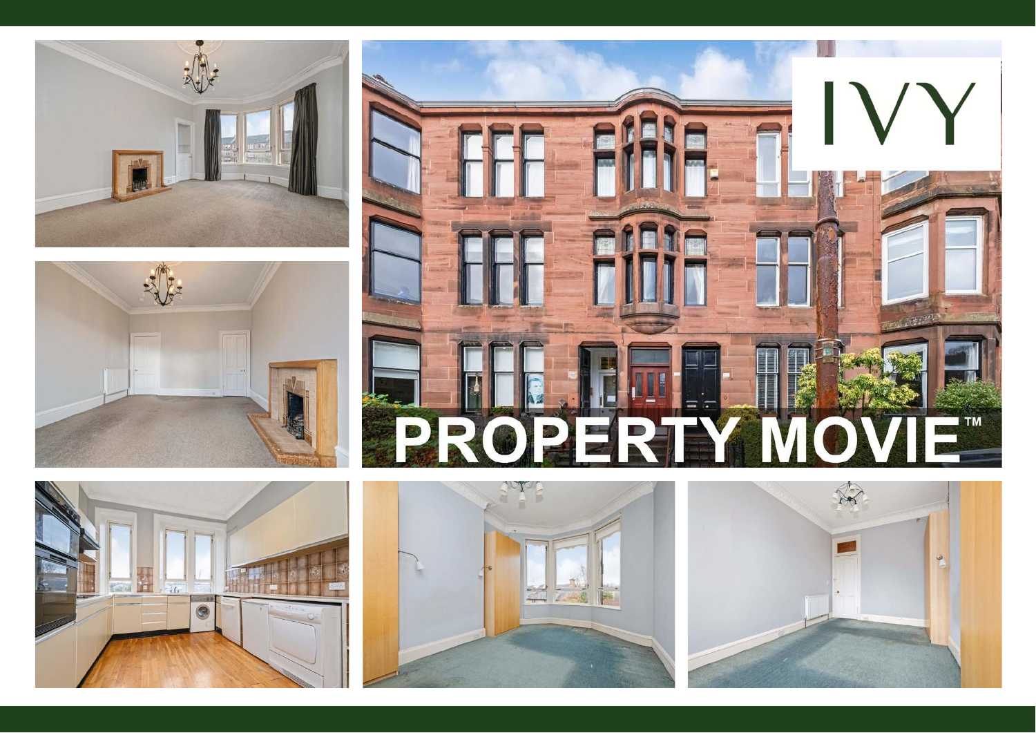IVY

PROPERTY MOVIE™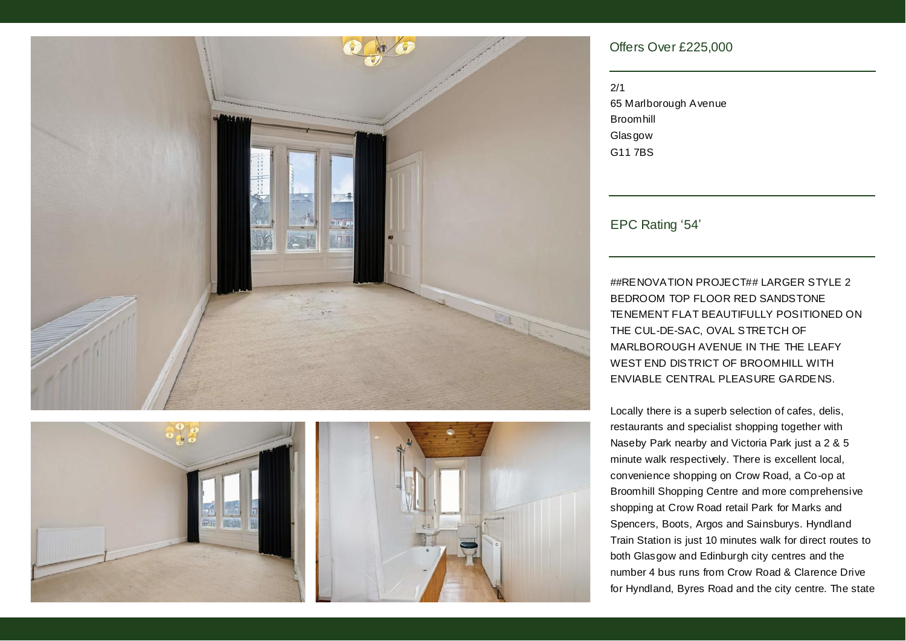Offers Over £225,000

2/1
65 Marlborough Avenue
Broomhill
Glasgow
G11 7BS

EPC Rating '54'

##RENOVATION PROJECT## LARGER STYLE 2 BEDROOM TOP FLOOR RED SANDSTONE TENEMENT FLAT BEAUTIFULLY POSITIONED ON THE CUL-DE-SAC, OVAL STRETCH OF MARLBOROUGH AVENUE IN THE THE LEAFY WEST END DISTRICT OF BROOMHILL WITH ENVIABLE CENTRAL PLEASURE GARDENS.

Locally there is a superb selection of cafes, delis, restaurants and specialist shopping together with Naseby Park nearby and Victoria Park just a 2 & 5 minute walk respectively. There is excellent local, convenience shopping on Crow Road, a Co-op at Broomhill Shopping Centre and more comprehensive shopping at Crow Road retail Park for Marks and Spencers, Boots, Argos and Sainsburys. Hyndland Train Station is just 10 minutes walk for direct routes to both Glasgow and Edinburgh city centres and the number 4 bus runs from Crow Road & Clarence Drive for Hyndland, Byres Road and the city centre. The state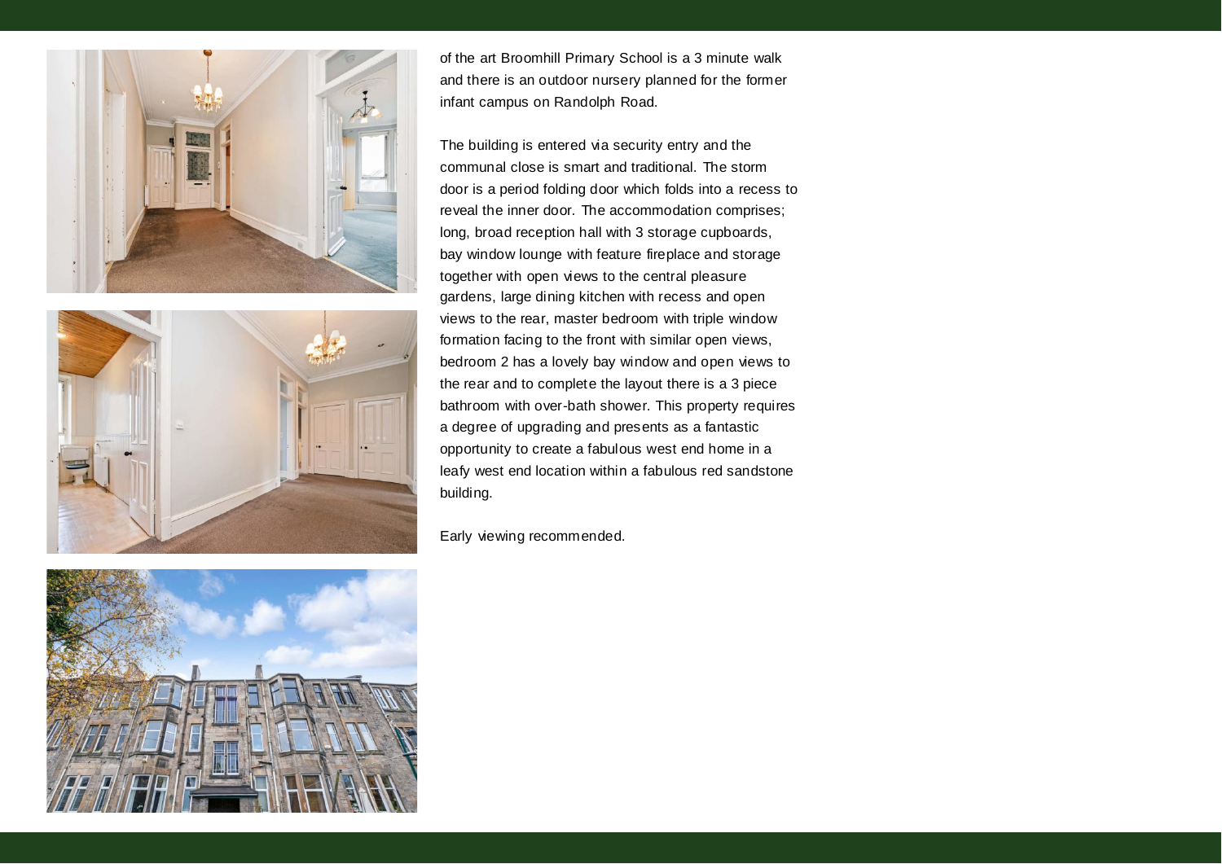of the art Broomhill Primary School is a 3 minute walk and there is an outdoor nursery planned for the former infant campus on Randolph Road.

The building is entered via security entry and the communal close is smart and traditional. The storm door is a period folding door which folds into a recess to reveal the inner door. The accommodation comprises; long, broad reception hall with 3 storage cupboards, bay window lounge with feature fireplace and storage together with open views to the central pleasure gardens, large dining kitchen with recess and open views to the rear, master bedroom with triple window formation facing to the front with similar open views, bedroom 2 has a lovely bay window and open views to the rear and to complete the layout there is a 3 piece bathroom with over-bath shower. This property requires a degree of upgrading and presents as a fantastic opportunity to create a fabulous west end home in a leafy west end location within a fabulous red sandstone building.

Early viewing recommended.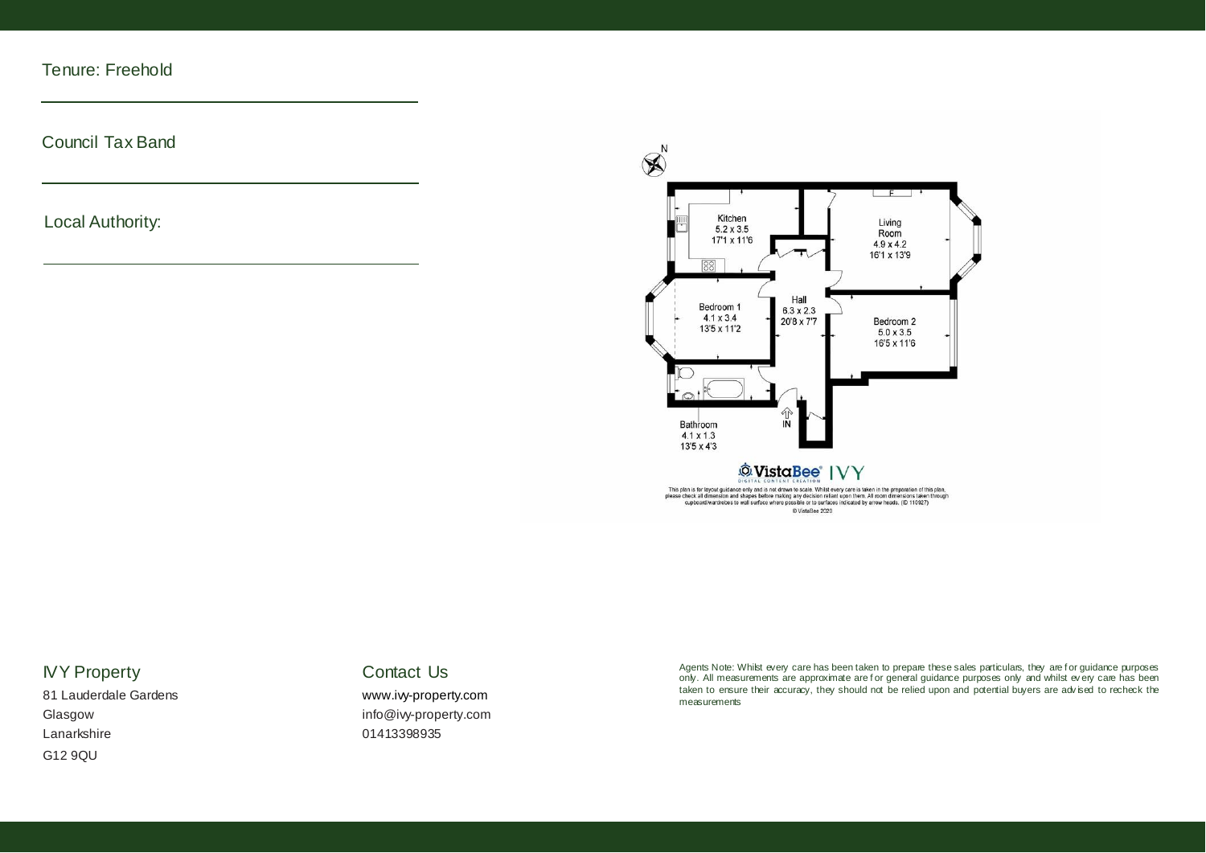Tenure: Freehold

Council Tax Band

Local Authority:

Kitchen
5.2 x 3.5
17'1 x 11'6

Living Room
4.9 x 4.2
16'1 x 13'9

Hall
6.3 x 2.3
20'8 x 7'7

Bedroom 1
4.1 x 3.4
13'5 x 11'2

Bedroom 2
5.0 x 3.5
16'5 x 11'6

Bathroom
4.1 x 1.3
13'5 x 4'3

IN

VistaBee IVY

This plan is for layout guidance only and is not drawn to scale. Whilst every care is taken in the preparation of this plan, please check all dimension and shapes before making any decision reliant upon them. All room dimensions taken through cupboard/wardrobes to wall surface where possible or to surfaces indicated by arrow heads. (ID 110927)
© VistaBee 2020

## IVY Property

81 Lauderdale Gardens
Glasgow
Lanarkshire
G12 9QU

## Contact Us

www.ivy-property.com
info@ivy-property.com
01413398935

Agents Note: Whilst every care has been taken to prepare these sales particulars, they are for guidance purposes only. All measurements are approximate are for general guidance purposes only and whilst every care has been taken to ensure their accuracy, they should not be relied upon and potential buyers are advised to recheck the measurements